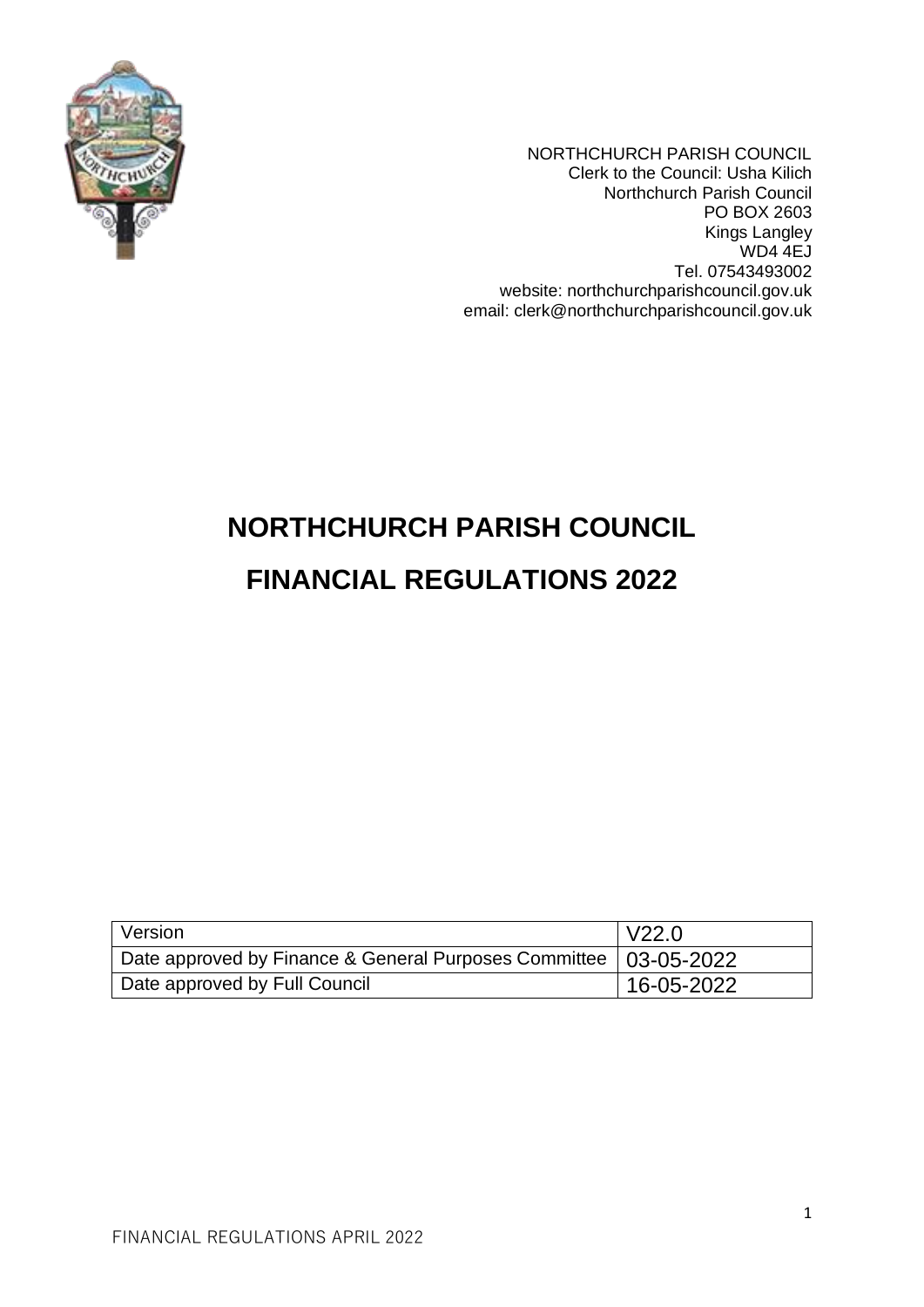NORTHCHURCH PARISH COUNCIL
Clerk to the Council: Usha Kilich
Northchurch Parish Council
PO BOX 2603
Kings Langley
WD4 4EJ
Tel. 07543493002
website: northchurchparishcouncil.gov.uk
email: clerk@northchurchparishcouncil.gov.uk

# NORTHCHURCH PARISH COUNCIL

# FINANCIAL REGULATIONS 2022

| Version | V22.0 |
|---|---|
| Date approved by Finance & General Purposes Committee | 03-05-2022 |
| Date approved by Full Council | 16-05-2022 |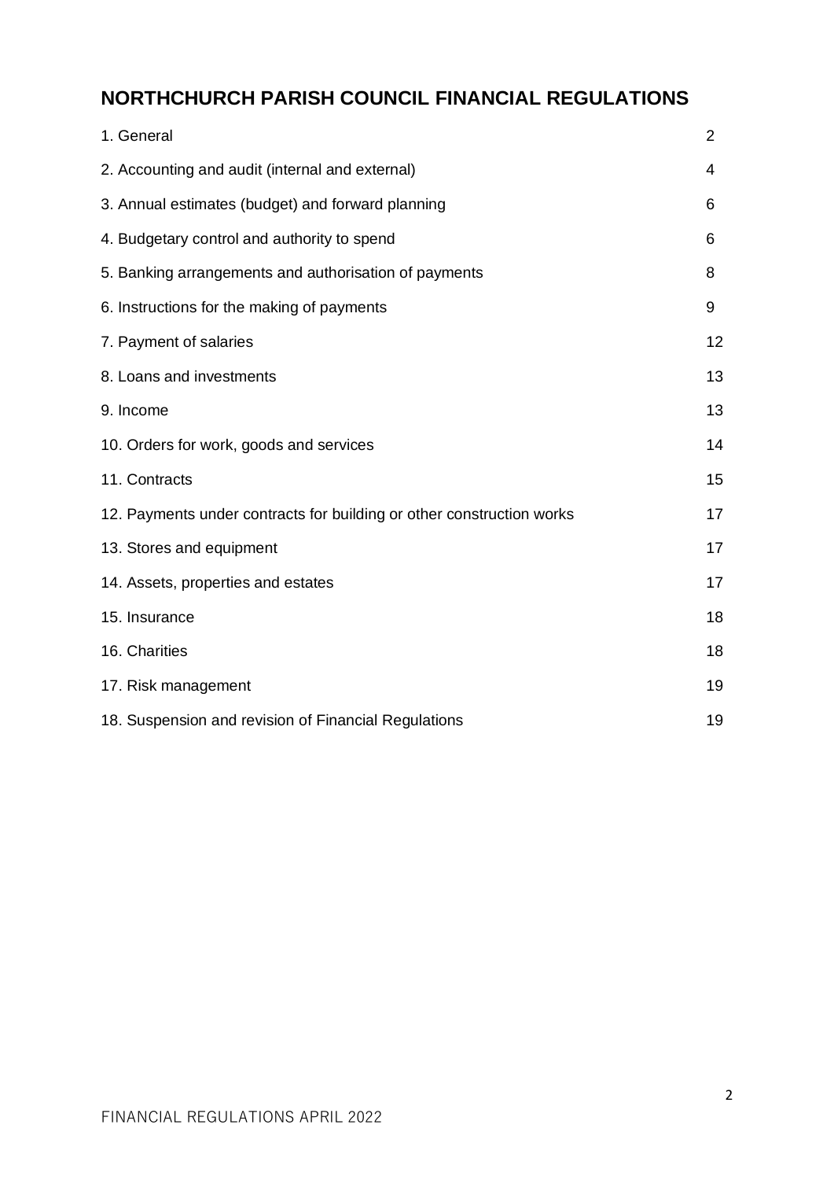# NORTHCHURCH PARISH COUNCIL FINANCIAL REGULATIONS

| | |
|---|---|
| 1. General | 2 |
| 2. Accounting and audit (internal and external) | 4 |
| 3. Annual estimates (budget) and forward planning | 6 |
| 4. Budgetary control and authority to spend | 6 |
| 5. Banking arrangements and authorisation of payments | 8 |
| 6. Instructions for the making of payments | 9 |
| 7. Payment of salaries | 12 |
| 8. Loans and investments | 13 |
| 9. Income | 13 |
| 10. Orders for work, goods and services | 14 |
| 11. Contracts | 15 |
| 12. Payments under contracts for building or other construction works | 17 |
| 13. Stores and equipment | 17 |
| 14. Assets, properties and estates | 17 |
| 15. Insurance | 18 |
| 16. Charities | 18 |
| 17. Risk management | 19 |
| 18. Suspension and revision of Financial Regulations | 19 |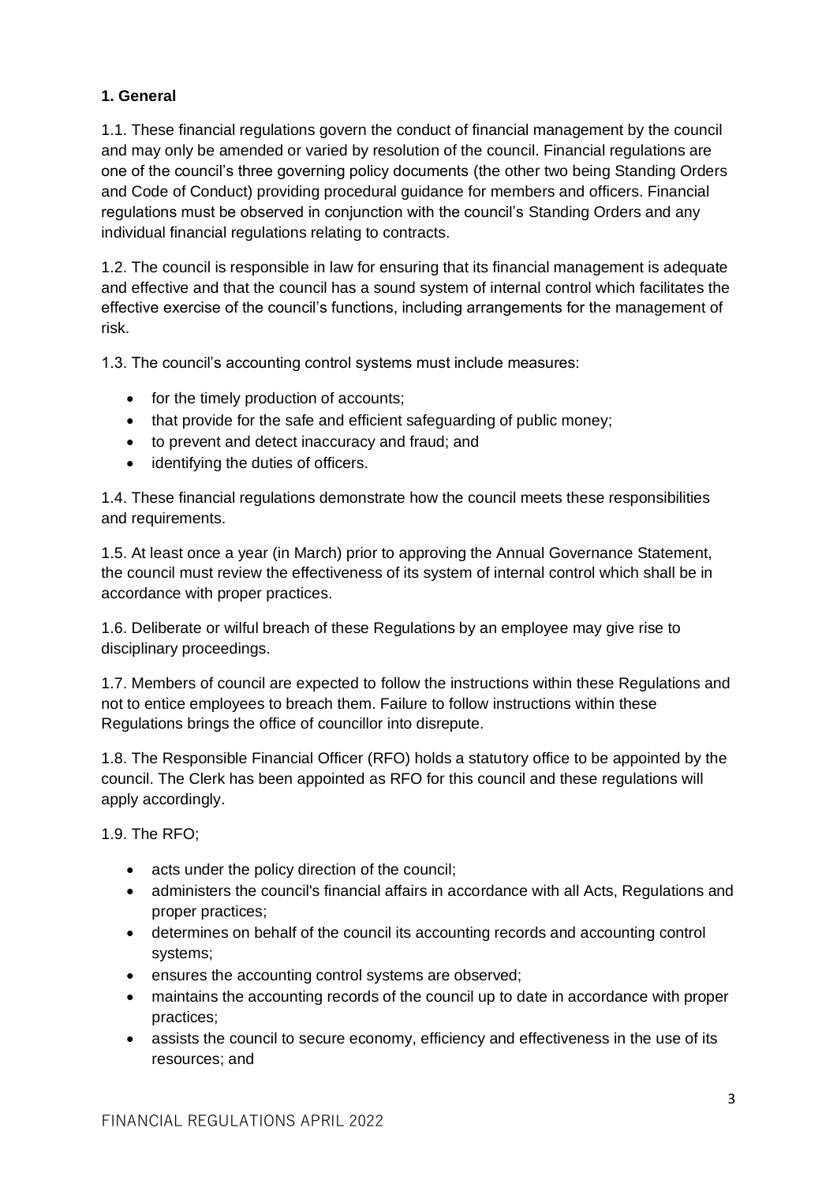**1. General**

1.1. These financial regulations govern the conduct of financial management by the council and may only be amended or varied by resolution of the council. Financial regulations are one of the council's three governing policy documents (the other two being Standing Orders and Code of Conduct) providing procedural guidance for members and officers. Financial regulations must be observed in conjunction with the council's Standing Orders and any individual financial regulations relating to contracts.

1.2. The council is responsible in law for ensuring that its financial management is adequate and effective and that the council has a sound system of internal control which facilitates the effective exercise of the council's functions, including arrangements for the management of risk.

1.3. The council's accounting control systems must include measures:

- for the timely production of accounts;
- that provide for the safe and efficient safeguarding of public money;
- to prevent and detect inaccuracy and fraud; and
- identifying the duties of officers.

1.4. These financial regulations demonstrate how the council meets these responsibilities and requirements.

1.5. At least once a year (in March) prior to approving the Annual Governance Statement, the council must review the effectiveness of its system of internal control which shall be in accordance with proper practices.

1.6. Deliberate or wilful breach of these Regulations by an employee may give rise to disciplinary proceedings.

1.7. Members of council are expected to follow the instructions within these Regulations and not to entice employees to breach them. Failure to follow instructions within these Regulations brings the office of councillor into disrepute.

1.8. The Responsible Financial Officer (RFO) holds a statutory office to be appointed by the council. The Clerk has been appointed as RFO for this council and these regulations will apply accordingly.

1.9. The RFO;

- acts under the policy direction of the council;
- administers the council's financial affairs in accordance with all Acts, Regulations and proper practices;
- determines on behalf of the council its accounting records and accounting control systems;
- ensures the accounting control systems are observed;
- maintains the accounting records of the council up to date in accordance with proper practices;
- assists the council to secure economy, efficiency and effectiveness in the use of its resources; and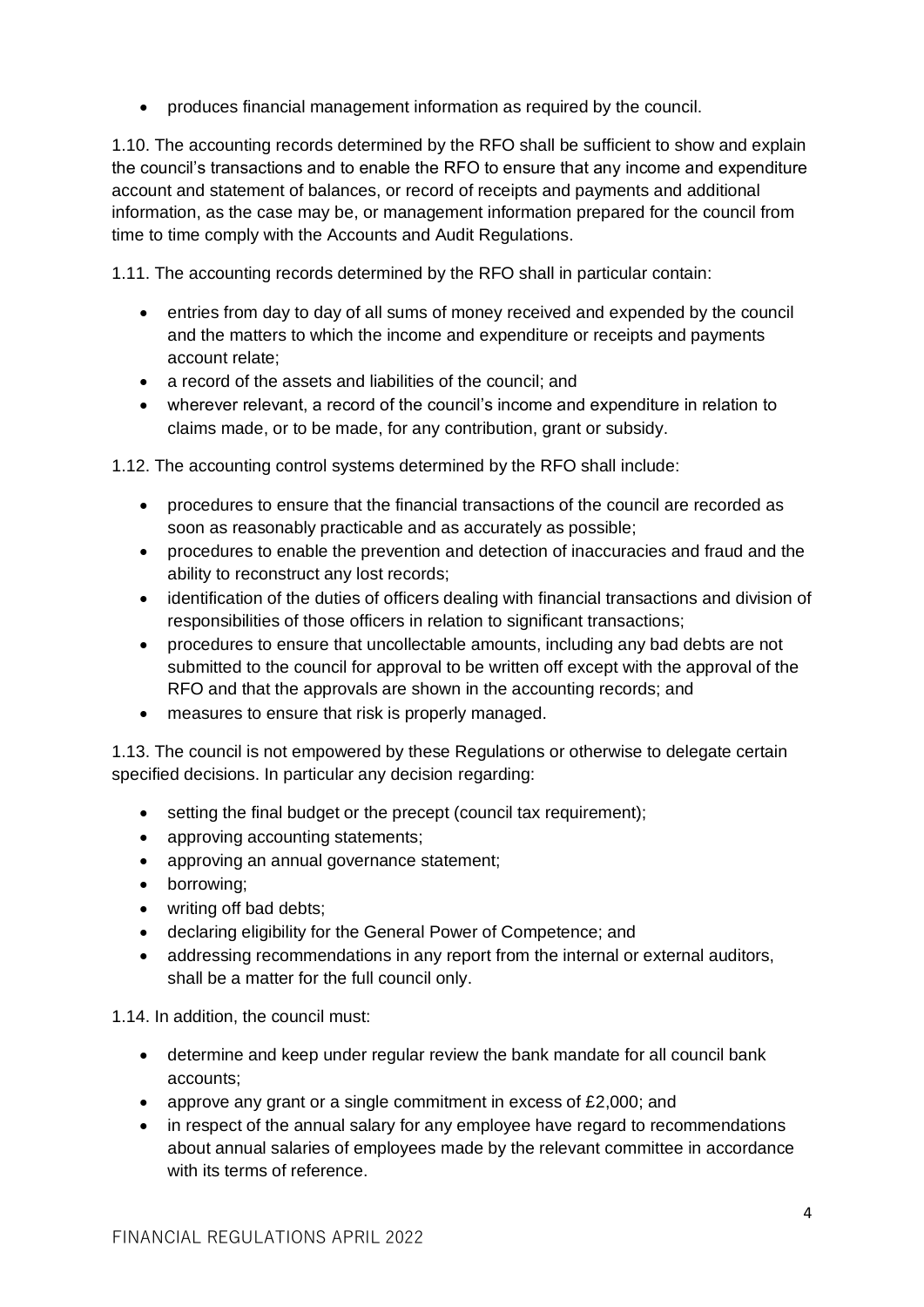- produces financial management information as required by the council.

1.10. The accounting records determined by the RFO shall be sufficient to show and explain the council's transactions and to enable the RFO to ensure that any income and expenditure account and statement of balances, or record of receipts and payments and additional information, as the case may be, or management information prepared for the council from time to time comply with the Accounts and Audit Regulations.

1.11. The accounting records determined by the RFO shall in particular contain:

- entries from day to day of all sums of money received and expended by the council and the matters to which the income and expenditure or receipts and payments account relate;
- a record of the assets and liabilities of the council; and
- wherever relevant, a record of the council's income and expenditure in relation to claims made, or to be made, for any contribution, grant or subsidy.

1.12. The accounting control systems determined by the RFO shall include:

- procedures to ensure that the financial transactions of the council are recorded as soon as reasonably practicable and as accurately as possible;
- procedures to enable the prevention and detection of inaccuracies and fraud and the ability to reconstruct any lost records;
- identification of the duties of officers dealing with financial transactions and division of responsibilities of those officers in relation to significant transactions;
- procedures to ensure that uncollectable amounts, including any bad debts are not submitted to the council for approval to be written off except with the approval of the RFO and that the approvals are shown in the accounting records; and
- measures to ensure that risk is properly managed.

1.13. The council is not empowered by these Regulations or otherwise to delegate certain specified decisions. In particular any decision regarding:

- setting the final budget or the precept (council tax requirement);
- approving accounting statements;
- approving an annual governance statement;
- borrowing;
- writing off bad debts;
- declaring eligibility for the General Power of Competence; and
- addressing recommendations in any report from the internal or external auditors, shall be a matter for the full council only.

1.14. In addition, the council must:

- determine and keep under regular review the bank mandate for all council bank accounts;
- approve any grant or a single commitment in excess of £2,000; and
- in respect of the annual salary for any employee have regard to recommendations about annual salaries of employees made by the relevant committee in accordance with its terms of reference.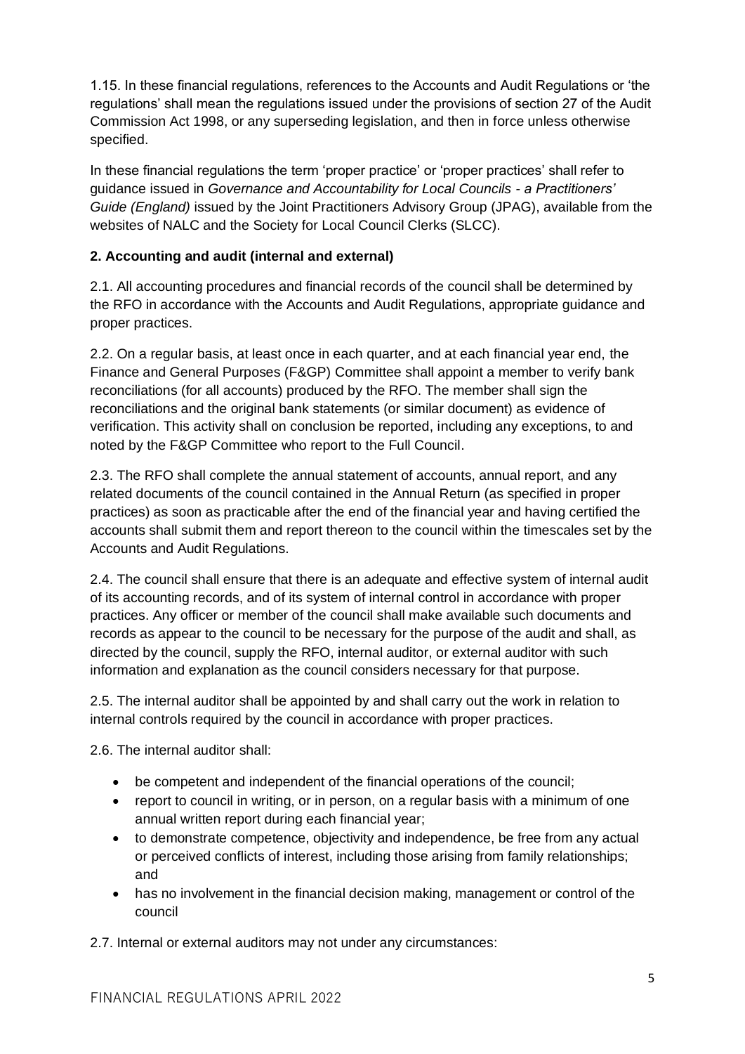1.15. In these financial regulations, references to the Accounts and Audit Regulations or 'the regulations' shall mean the regulations issued under the provisions of section 27 of the Audit Commission Act 1998, or any superseding legislation, and then in force unless otherwise specified.

In these financial regulations the term 'proper practice' or 'proper practices' shall refer to guidance issued in *Governance and Accountability for Local Councils - a Practitioners' Guide (England)* issued by the Joint Practitioners Advisory Group (JPAG), available from the websites of NALC and the Society for Local Council Clerks (SLCC).

**2. Accounting and audit (internal and external)**

2.1. All accounting procedures and financial records of the council shall be determined by the RFO in accordance with the Accounts and Audit Regulations, appropriate guidance and proper practices.

2.2. On a regular basis, at least once in each quarter, and at each financial year end, the Finance and General Purposes (F&GP) Committee shall appoint a member to verify bank reconciliations (for all accounts) produced by the RFO. The member shall sign the reconciliations and the original bank statements (or similar document) as evidence of verification. This activity shall on conclusion be reported, including any exceptions, to and noted by the F&GP Committee who report to the Full Council.

2.3. The RFO shall complete the annual statement of accounts, annual report, and any related documents of the council contained in the Annual Return (as specified in proper practices) as soon as practicable after the end of the financial year and having certified the accounts shall submit them and report thereon to the council within the timescales set by the Accounts and Audit Regulations.

2.4. The council shall ensure that there is an adequate and effective system of internal audit of its accounting records, and of its system of internal control in accordance with proper practices. Any officer or member of the council shall make available such documents and records as appear to the council to be necessary for the purpose of the audit and shall, as directed by the council, supply the RFO, internal auditor, or external auditor with such information and explanation as the council considers necessary for that purpose.

2.5. The internal auditor shall be appointed by and shall carry out the work in relation to internal controls required by the council in accordance with proper practices.

2.6. The internal auditor shall:

- be competent and independent of the financial operations of the council;
- report to council in writing, or in person, on a regular basis with a minimum of one annual written report during each financial year;
- to demonstrate competence, objectivity and independence, be free from any actual or perceived conflicts of interest, including those arising from family relationships; and
- has no involvement in the financial decision making, management or control of the council

2.7. Internal or external auditors may not under any circumstances: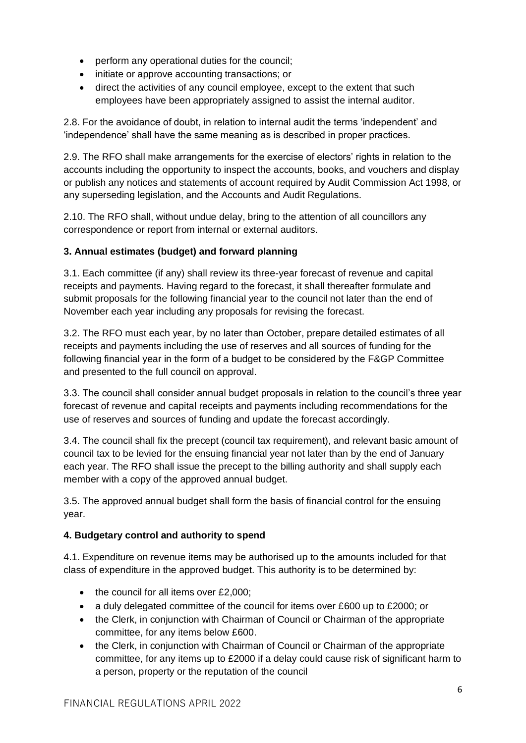- perform any operational duties for the council;
- initiate or approve accounting transactions; or
- direct the activities of any council employee, except to the extent that such employees have been appropriately assigned to assist the internal auditor.

2.8. For the avoidance of doubt, in relation to internal audit the terms 'independent' and 'independence' shall have the same meaning as is described in proper practices.

2.9. The RFO shall make arrangements for the exercise of electors' rights in relation to the accounts including the opportunity to inspect the accounts, books, and vouchers and display or publish any notices and statements of account required by Audit Commission Act 1998, or any superseding legislation, and the Accounts and Audit Regulations.

2.10. The RFO shall, without undue delay, bring to the attention of all councillors any correspondence or report from internal or external auditors.

**3. Annual estimates (budget) and forward planning**

3.1. Each committee (if any) shall review its three-year forecast of revenue and capital receipts and payments. Having regard to the forecast, it shall thereafter formulate and submit proposals for the following financial year to the council not later than the end of November each year including any proposals for revising the forecast.

3.2. The RFO must each year, by no later than October, prepare detailed estimates of all receipts and payments including the use of reserves and all sources of funding for the following financial year in the form of a budget to be considered by the F&GP Committee and presented to the full council on approval.

3.3. The council shall consider annual budget proposals in relation to the council's three year forecast of revenue and capital receipts and payments including recommendations for the use of reserves and sources of funding and update the forecast accordingly.

3.4. The council shall fix the precept (council tax requirement), and relevant basic amount of council tax to be levied for the ensuing financial year not later than by the end of January each year. The RFO shall issue the precept to the billing authority and shall supply each member with a copy of the approved annual budget.

3.5. The approved annual budget shall form the basis of financial control for the ensuing year.

**4. Budgetary control and authority to spend**

4.1. Expenditure on revenue items may be authorised up to the amounts included for that class of expenditure in the approved budget. This authority is to be determined by:

- the council for all items over £2,000;
- a duly delegated committee of the council for items over £600 up to £2000; or
- the Clerk, in conjunction with Chairman of Council or Chairman of the appropriate committee, for any items below £600.
- the Clerk, in conjunction with Chairman of Council or Chairman of the appropriate committee, for any items up to £2000 if a delay could cause risk of significant harm to a person, property or the reputation of the council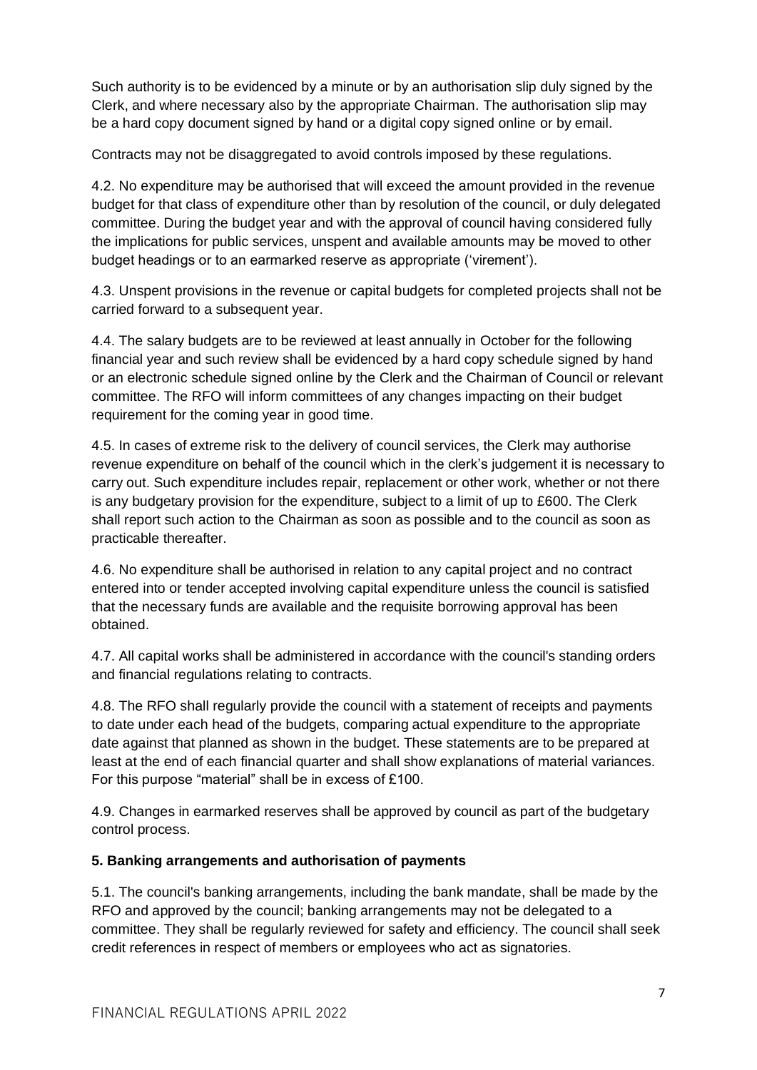Such authority is to be evidenced by a minute or by an authorisation slip duly signed by the Clerk, and where necessary also by the appropriate Chairman. The authorisation slip may be a hard copy document signed by hand or a digital copy signed online or by email.

Contracts may not be disaggregated to avoid controls imposed by these regulations.

4.2. No expenditure may be authorised that will exceed the amount provided in the revenue budget for that class of expenditure other than by resolution of the council, or duly delegated committee. During the budget year and with the approval of council having considered fully the implications for public services, unspent and available amounts may be moved to other budget headings or to an earmarked reserve as appropriate ('virement').

4.3. Unspent provisions in the revenue or capital budgets for completed projects shall not be carried forward to a subsequent year.

4.4. The salary budgets are to be reviewed at least annually in October for the following financial year and such review shall be evidenced by a hard copy schedule signed by hand or an electronic schedule signed online by the Clerk and the Chairman of Council or relevant committee. The RFO will inform committees of any changes impacting on their budget requirement for the coming year in good time.

4.5. In cases of extreme risk to the delivery of council services, the Clerk may authorise revenue expenditure on behalf of the council which in the clerk's judgement it is necessary to carry out. Such expenditure includes repair, replacement or other work, whether or not there is any budgetary provision for the expenditure, subject to a limit of up to £600. The Clerk shall report such action to the Chairman as soon as possible and to the council as soon as practicable thereafter.

4.6. No expenditure shall be authorised in relation to any capital project and no contract entered into or tender accepted involving capital expenditure unless the council is satisfied that the necessary funds are available and the requisite borrowing approval has been obtained.

4.7. All capital works shall be administered in accordance with the council's standing orders and financial regulations relating to contracts.

4.8. The RFO shall regularly provide the council with a statement of receipts and payments to date under each head of the budgets, comparing actual expenditure to the appropriate date against that planned as shown in the budget. These statements are to be prepared at least at the end of each financial quarter and shall show explanations of material variances. For this purpose "material" shall be in excess of £100.

4.9. Changes in earmarked reserves shall be approved by council as part of the budgetary control process.

**5. Banking arrangements and authorisation of payments**

5.1. The council's banking arrangements, including the bank mandate, shall be made by the RFO and approved by the council; banking arrangements may not be delegated to a committee. They shall be regularly reviewed for safety and efficiency. The council shall seek credit references in respect of members or employees who act as signatories.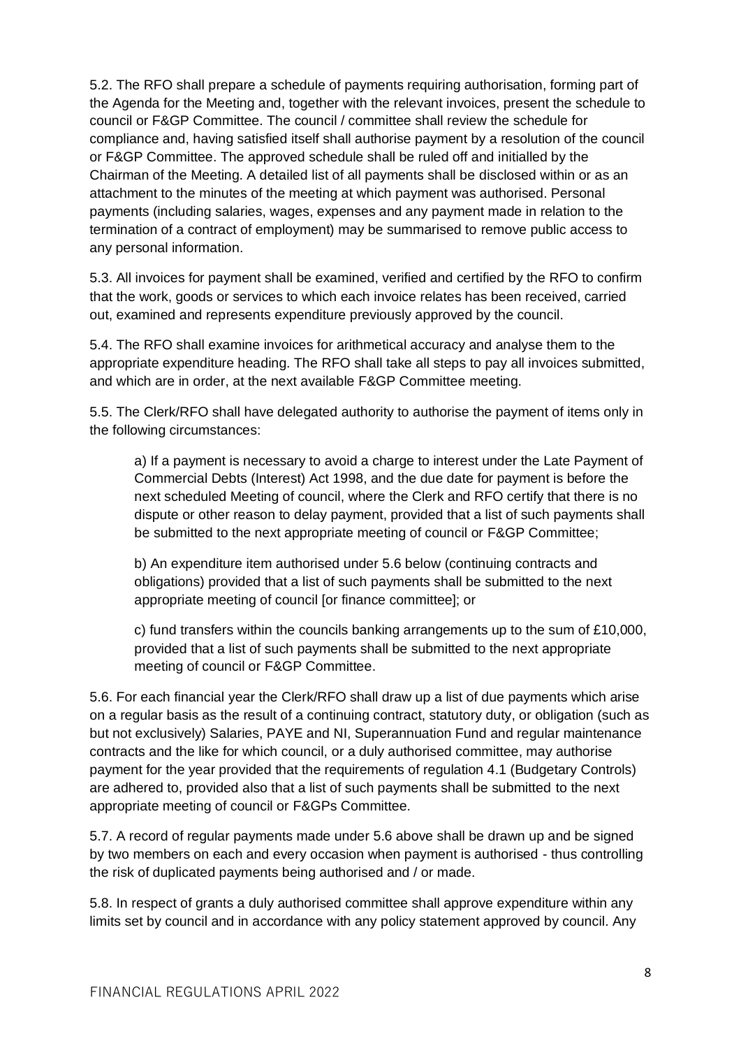5.2. The RFO shall prepare a schedule of payments requiring authorisation, forming part of the Agenda for the Meeting and, together with the relevant invoices, present the schedule to council or F&GP Committee. The council / committee shall review the schedule for compliance and, having satisfied itself shall authorise payment by a resolution of the council or F&GP Committee. The approved schedule shall be ruled off and initialled by the Chairman of the Meeting. A detailed list of all payments shall be disclosed within or as an attachment to the minutes of the meeting at which payment was authorised. Personal payments (including salaries, wages, expenses and any payment made in relation to the termination of a contract of employment) may be summarised to remove public access to any personal information.

5.3. All invoices for payment shall be examined, verified and certified by the RFO to confirm that the work, goods or services to which each invoice relates has been received, carried out, examined and represents expenditure previously approved by the council.

5.4. The RFO shall examine invoices for arithmetical accuracy and analyse them to the appropriate expenditure heading. The RFO shall take all steps to pay all invoices submitted, and which are in order, at the next available F&GP Committee meeting.

5.5. The Clerk/RFO shall have delegated authority to authorise the payment of items only in the following circumstances:

a) If a payment is necessary to avoid a charge to interest under the Late Payment of Commercial Debts (Interest) Act 1998, and the due date for payment is before the next scheduled Meeting of council, where the Clerk and RFO certify that there is no dispute or other reason to delay payment, provided that a list of such payments shall be submitted to the next appropriate meeting of council or F&GP Committee;

b) An expenditure item authorised under 5.6 below (continuing contracts and obligations) provided that a list of such payments shall be submitted to the next appropriate meeting of council [or finance committee]; or

c) fund transfers within the councils banking arrangements up to the sum of £10,000, provided that a list of such payments shall be submitted to the next appropriate meeting of council or F&GP Committee.

5.6. For each financial year the Clerk/RFO shall draw up a list of due payments which arise on a regular basis as the result of a continuing contract, statutory duty, or obligation (such as but not exclusively) Salaries, PAYE and NI, Superannuation Fund and regular maintenance contracts and the like for which council, or a duly authorised committee, may authorise payment for the year provided that the requirements of regulation 4.1 (Budgetary Controls) are adhered to, provided also that a list of such payments shall be submitted to the next appropriate meeting of council or F&GPs Committee.

5.7. A record of regular payments made under 5.6 above shall be drawn up and be signed by two members on each and every occasion when payment is authorised - thus controlling the risk of duplicated payments being authorised and / or made.

5.8. In respect of grants a duly authorised committee shall approve expenditure within any limits set by council and in accordance with any policy statement approved by council. Any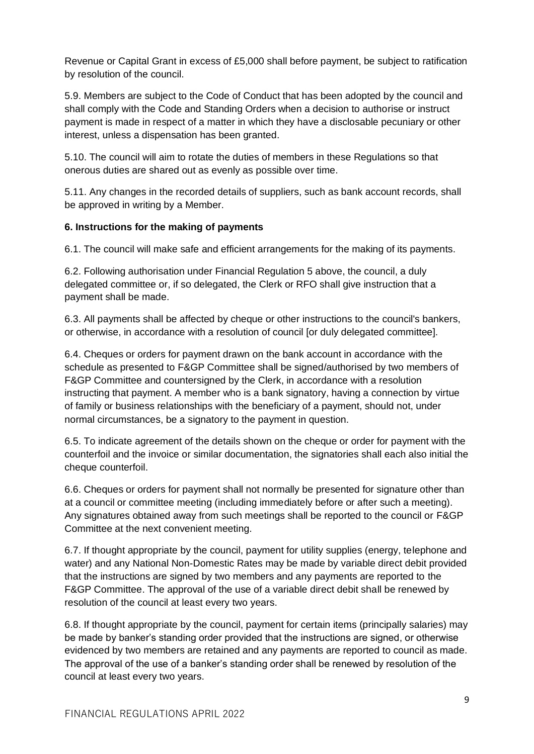Revenue or Capital Grant in excess of £5,000 shall before payment, be subject to ratification by resolution of the council.

5.9. Members are subject to the Code of Conduct that has been adopted by the council and shall comply with the Code and Standing Orders when a decision to authorise or instruct payment is made in respect of a matter in which they have a disclosable pecuniary or other interest, unless a dispensation has been granted.

5.10. The council will aim to rotate the duties of members in these Regulations so that onerous duties are shared out as evenly as possible over time.

5.11. Any changes in the recorded details of suppliers, such as bank account records, shall be approved in writing by a Member.

### 6. Instructions for the making of payments

6.1. The council will make safe and efficient arrangements for the making of its payments.

6.2. Following authorisation under Financial Regulation 5 above, the council, a duly delegated committee or, if so delegated, the Clerk or RFO shall give instruction that a payment shall be made.

6.3. All payments shall be affected by cheque or other instructions to the council's bankers, or otherwise, in accordance with a resolution of council [or duly delegated committee].

6.4. Cheques or orders for payment drawn on the bank account in accordance with the schedule as presented to F&GP Committee shall be signed/authorised by two members of F&GP Committee and countersigned by the Clerk, in accordance with a resolution instructing that payment. A member who is a bank signatory, having a connection by virtue of family or business relationships with the beneficiary of a payment, should not, under normal circumstances, be a signatory to the payment in question.

6.5. To indicate agreement of the details shown on the cheque or order for payment with the counterfoil and the invoice or similar documentation, the signatories shall each also initial the cheque counterfoil.

6.6. Cheques or orders for payment shall not normally be presented for signature other than at a council or committee meeting (including immediately before or after such a meeting). Any signatures obtained away from such meetings shall be reported to the council or F&GP Committee at the next convenient meeting.

6.7. If thought appropriate by the council, payment for utility supplies (energy, telephone and water) and any National Non-Domestic Rates may be made by variable direct debit provided that the instructions are signed by two members and any payments are reported to the F&GP Committee. The approval of the use of a variable direct debit shall be renewed by resolution of the council at least every two years.

6.8. If thought appropriate by the council, payment for certain items (principally salaries) may be made by banker's standing order provided that the instructions are signed, or otherwise evidenced by two members are retained and any payments are reported to council as made. The approval of the use of a banker's standing order shall be renewed by resolution of the council at least every two years.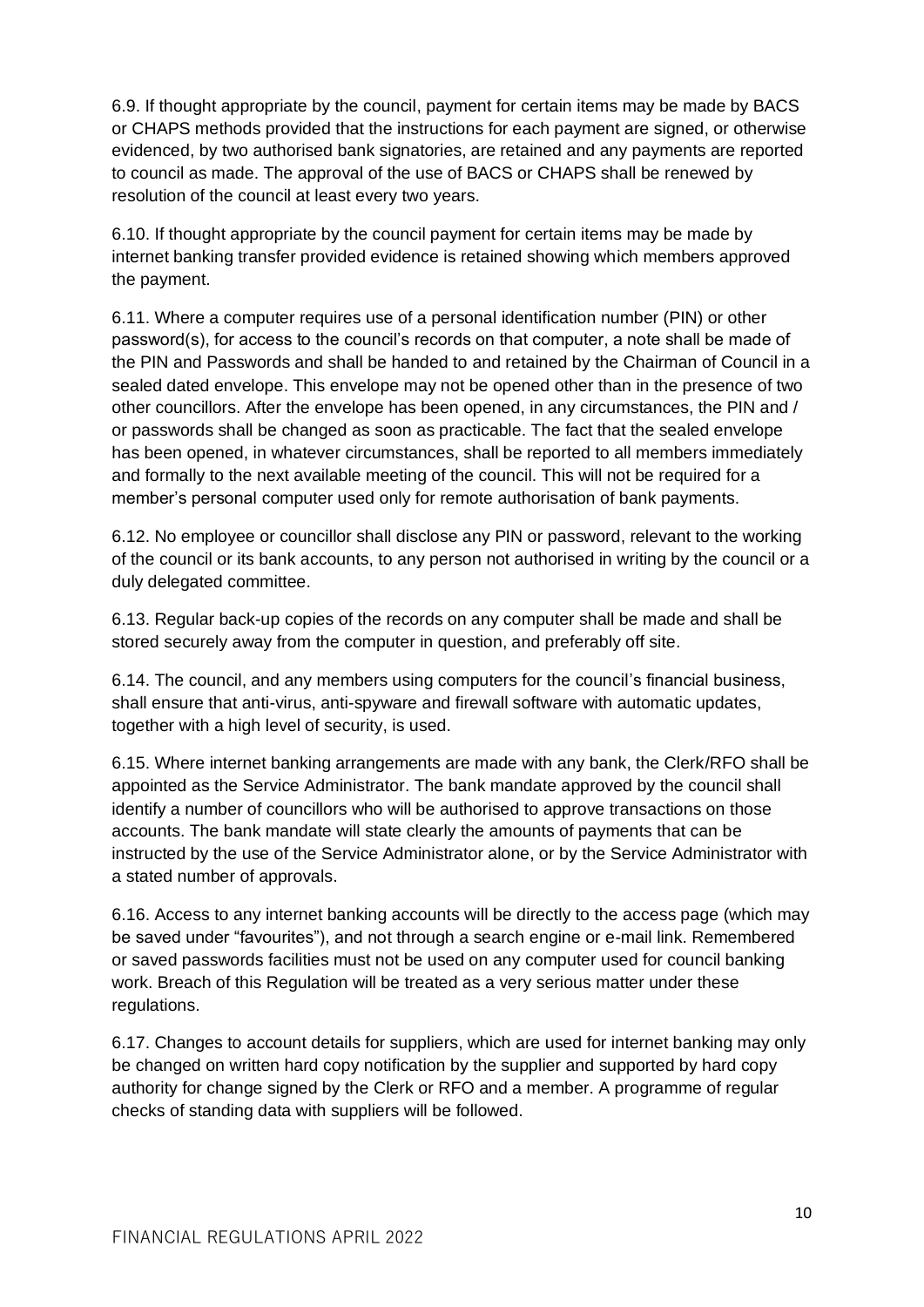6.9. If thought appropriate by the council, payment for certain items may be made by BACS or CHAPS methods provided that the instructions for each payment are signed, or otherwise evidenced, by two authorised bank signatories, are retained and any payments are reported to council as made. The approval of the use of BACS or CHAPS shall be renewed by resolution of the council at least every two years.

6.10. If thought appropriate by the council payment for certain items may be made by internet banking transfer provided evidence is retained showing which members approved the payment.

6.11. Where a computer requires use of a personal identification number (PIN) or other password(s), for access to the council's records on that computer, a note shall be made of the PIN and Passwords and shall be handed to and retained by the Chairman of Council in a sealed dated envelope. This envelope may not be opened other than in the presence of two other councillors. After the envelope has been opened, in any circumstances, the PIN and / or passwords shall be changed as soon as practicable. The fact that the sealed envelope has been opened, in whatever circumstances, shall be reported to all members immediately and formally to the next available meeting of the council. This will not be required for a member's personal computer used only for remote authorisation of bank payments.

6.12. No employee or councillor shall disclose any PIN or password, relevant to the working of the council or its bank accounts, to any person not authorised in writing by the council or a duly delegated committee.

6.13. Regular back-up copies of the records on any computer shall be made and shall be stored securely away from the computer in question, and preferably off site.

6.14. The council, and any members using computers for the council's financial business, shall ensure that anti-virus, anti-spyware and firewall software with automatic updates, together with a high level of security, is used.

6.15. Where internet banking arrangements are made with any bank, the Clerk/RFO shall be appointed as the Service Administrator. The bank mandate approved by the council shall identify a number of councillors who will be authorised to approve transactions on those accounts. The bank mandate will state clearly the amounts of payments that can be instructed by the use of the Service Administrator alone, or by the Service Administrator with a stated number of approvals.

6.16. Access to any internet banking accounts will be directly to the access page (which may be saved under "favourites"), and not through a search engine or e-mail link. Remembered or saved passwords facilities must not be used on any computer used for council banking work. Breach of this Regulation will be treated as a very serious matter under these regulations.

6.17. Changes to account details for suppliers, which are used for internet banking may only be changed on written hard copy notification by the supplier and supported by hard copy authority for change signed by the Clerk or RFO and a member. A programme of regular checks of standing data with suppliers will be followed.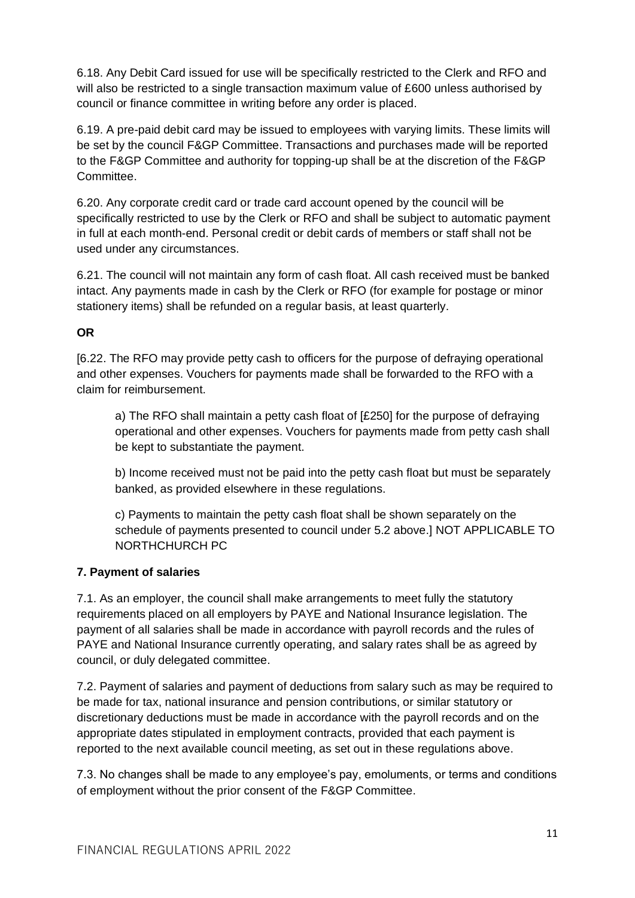6.18. Any Debit Card issued for use will be specifically restricted to the Clerk and RFO and will also be restricted to a single transaction maximum value of £600 unless authorised by council or finance committee in writing before any order is placed.

6.19. A pre-paid debit card may be issued to employees with varying limits. These limits will be set by the council F&GP Committee. Transactions and purchases made will be reported to the F&GP Committee and authority for topping-up shall be at the discretion of the F&GP Committee.

6.20. Any corporate credit card or trade card account opened by the council will be specifically restricted to use by the Clerk or RFO and shall be subject to automatic payment in full at each month-end. Personal credit or debit cards of members or staff shall not be used under any circumstances.

6.21. The council will not maintain any form of cash float. All cash received must be banked intact. Any payments made in cash by the Clerk or RFO (for example for postage or minor stationery items) shall be refunded on a regular basis, at least quarterly.

**OR**

[6.22. The RFO may provide petty cash to officers for the purpose of defraying operational and other expenses. Vouchers for payments made shall be forwarded to the RFO with a claim for reimbursement.

> a) The RFO shall maintain a petty cash float of [£250] for the purpose of defraying operational and other expenses. Vouchers for payments made from petty cash shall be kept to substantiate the payment.
>
> b) Income received must not be paid into the petty cash float but must be separately banked, as provided elsewhere in these regulations.
>
> c) Payments to maintain the petty cash float shall be shown separately on the schedule of payments presented to council under 5.2 above.] NOT APPLICABLE TO NORTHCHURCH PC

**7. Payment of salaries**

7.1. As an employer, the council shall make arrangements to meet fully the statutory requirements placed on all employers by PAYE and National Insurance legislation. The payment of all salaries shall be made in accordance with payroll records and the rules of PAYE and National Insurance currently operating, and salary rates shall be as agreed by council, or duly delegated committee.

7.2. Payment of salaries and payment of deductions from salary such as may be required to be made for tax, national insurance and pension contributions, or similar statutory or discretionary deductions must be made in accordance with the payroll records and on the appropriate dates stipulated in employment contracts, provided that each payment is reported to the next available council meeting, as set out in these regulations above.

7.3. No changes shall be made to any employee's pay, emoluments, or terms and conditions of employment without the prior consent of the F&GP Committee.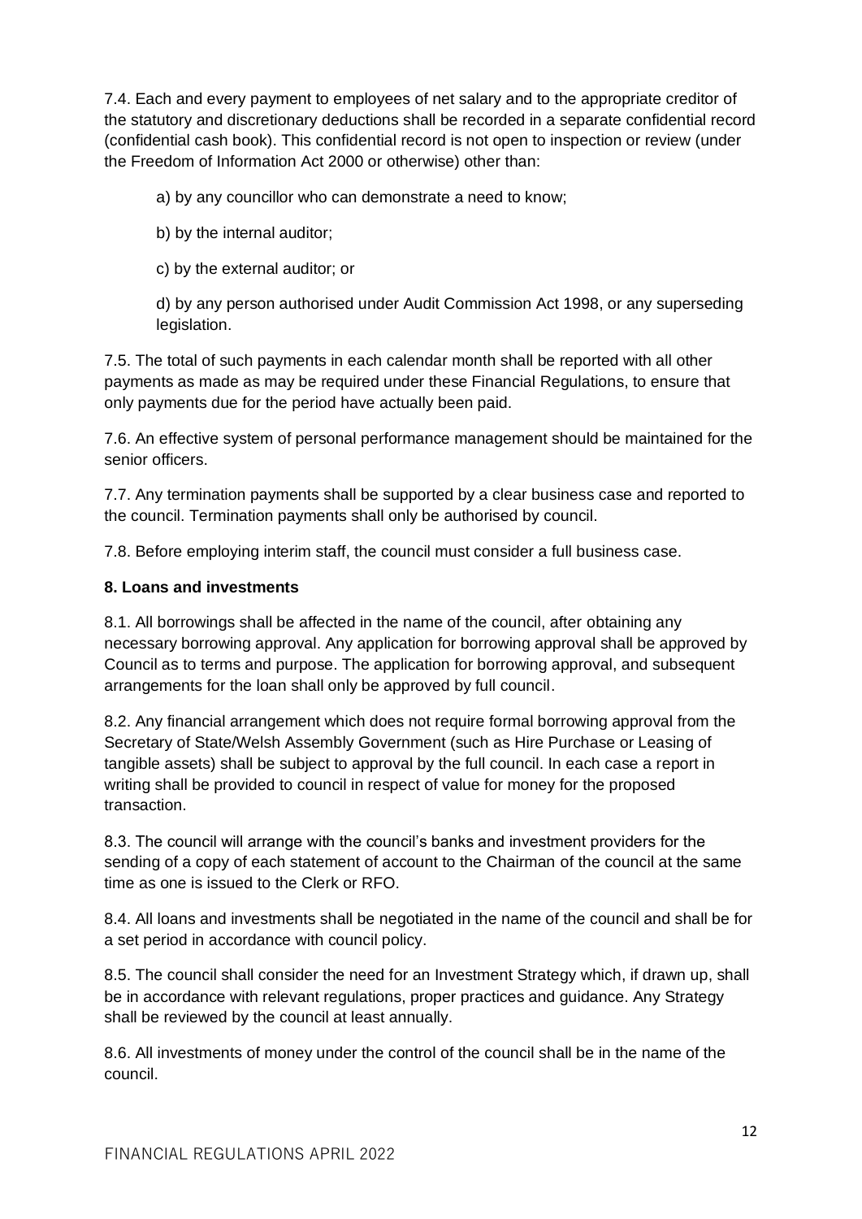7.4. Each and every payment to employees of net salary and to the appropriate creditor of the statutory and discretionary deductions shall be recorded in a separate confidential record (confidential cash book). This confidential record is not open to inspection or review (under the Freedom of Information Act 2000 or otherwise) other than:

a) by any councillor who can demonstrate a need to know;

b) by the internal auditor;

c) by the external auditor; or

d) by any person authorised under Audit Commission Act 1998, or any superseding legislation.

7.5. The total of such payments in each calendar month shall be reported with all other payments as made as may be required under these Financial Regulations, to ensure that only payments due for the period have actually been paid.

7.6. An effective system of personal performance management should be maintained for the senior officers.

7.7. Any termination payments shall be supported by a clear business case and reported to the council. Termination payments shall only be authorised by council.

7.8. Before employing interim staff, the council must consider a full business case.

**8. Loans and investments**

8.1. All borrowings shall be affected in the name of the council, after obtaining any necessary borrowing approval. Any application for borrowing approval shall be approved by Council as to terms and purpose. The application for borrowing approval, and subsequent arrangements for the loan shall only be approved by full council.

8.2. Any financial arrangement which does not require formal borrowing approval from the Secretary of State/Welsh Assembly Government (such as Hire Purchase or Leasing of tangible assets) shall be subject to approval by the full council. In each case a report in writing shall be provided to council in respect of value for money for the proposed transaction.

8.3. The council will arrange with the council's banks and investment providers for the sending of a copy of each statement of account to the Chairman of the council at the same time as one is issued to the Clerk or RFO.

8.4. All loans and investments shall be negotiated in the name of the council and shall be for a set period in accordance with council policy.

8.5. The council shall consider the need for an Investment Strategy which, if drawn up, shall be in accordance with relevant regulations, proper practices and guidance. Any Strategy shall be reviewed by the council at least annually.

8.6. All investments of money under the control of the council shall be in the name of the council.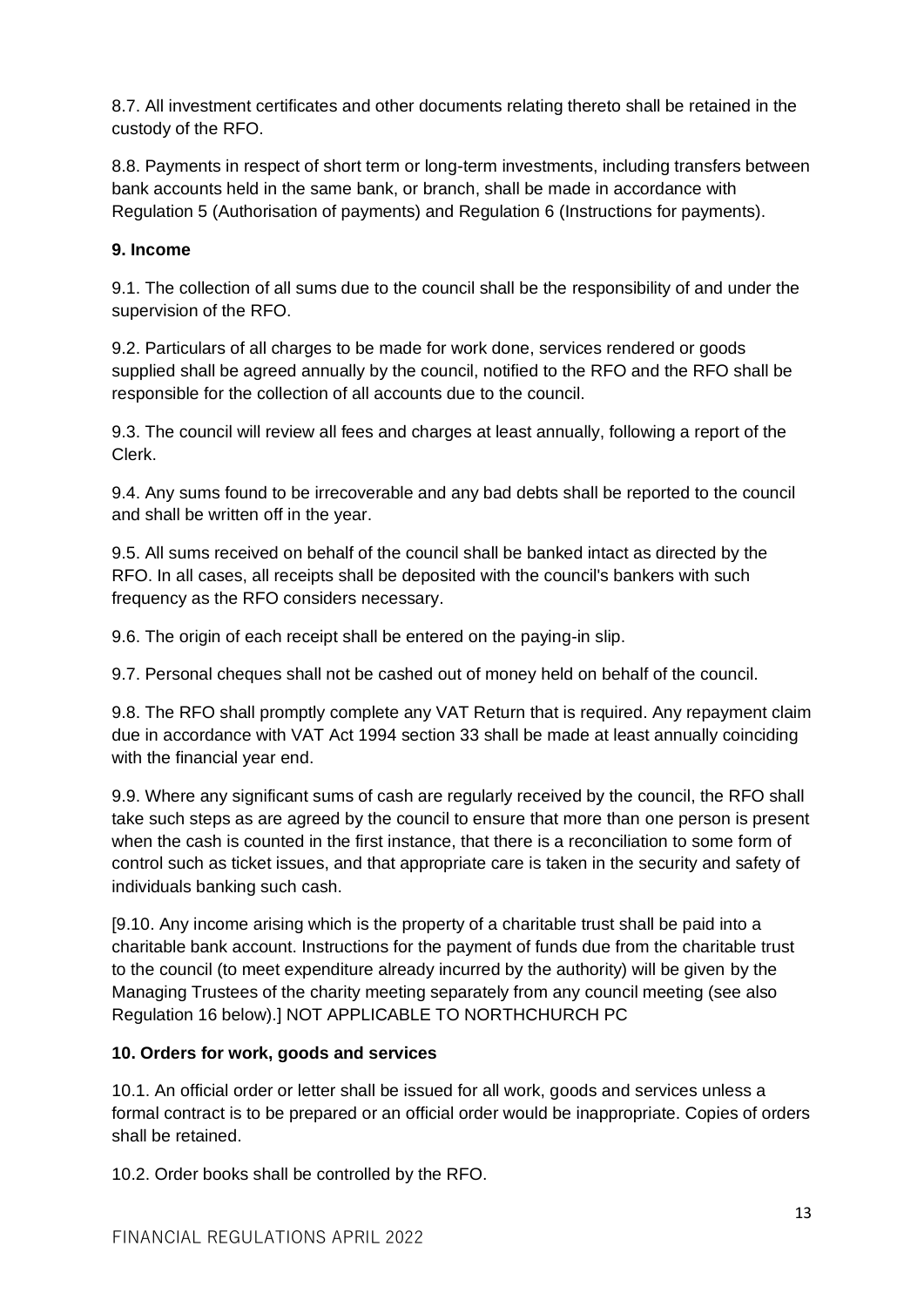8.7. All investment certificates and other documents relating thereto shall be retained in the custody of the RFO.

8.8. Payments in respect of short term or long-term investments, including transfers between bank accounts held in the same bank, or branch, shall be made in accordance with Regulation 5 (Authorisation of payments) and Regulation 6 (Instructions for payments).

**9. Income**

9.1. The collection of all sums due to the council shall be the responsibility of and under the supervision of the RFO.

9.2. Particulars of all charges to be made for work done, services rendered or goods supplied shall be agreed annually by the council, notified to the RFO and the RFO shall be responsible for the collection of all accounts due to the council.

9.3. The council will review all fees and charges at least annually, following a report of the Clerk.

9.4. Any sums found to be irrecoverable and any bad debts shall be reported to the council and shall be written off in the year.

9.5. All sums received on behalf of the council shall be banked intact as directed by the RFO. In all cases, all receipts shall be deposited with the council's bankers with such frequency as the RFO considers necessary.

9.6. The origin of each receipt shall be entered on the paying-in slip.

9.7. Personal cheques shall not be cashed out of money held on behalf of the council.

9.8. The RFO shall promptly complete any VAT Return that is required. Any repayment claim due in accordance with VAT Act 1994 section 33 shall be made at least annually coinciding with the financial year end.

9.9. Where any significant sums of cash are regularly received by the council, the RFO shall take such steps as are agreed by the council to ensure that more than one person is present when the cash is counted in the first instance, that there is a reconciliation to some form of control such as ticket issues, and that appropriate care is taken in the security and safety of individuals banking such cash.

[9.10. Any income arising which is the property of a charitable trust shall be paid into a charitable bank account. Instructions for the payment of funds due from the charitable trust to the council (to meet expenditure already incurred by the authority) will be given by the Managing Trustees of the charity meeting separately from any council meeting (see also Regulation 16 below).] NOT APPLICABLE TO NORTHCHURCH PC

**10. Orders for work, goods and services**

10.1. An official order or letter shall be issued for all work, goods and services unless a formal contract is to be prepared or an official order would be inappropriate. Copies of orders shall be retained.

10.2. Order books shall be controlled by the RFO.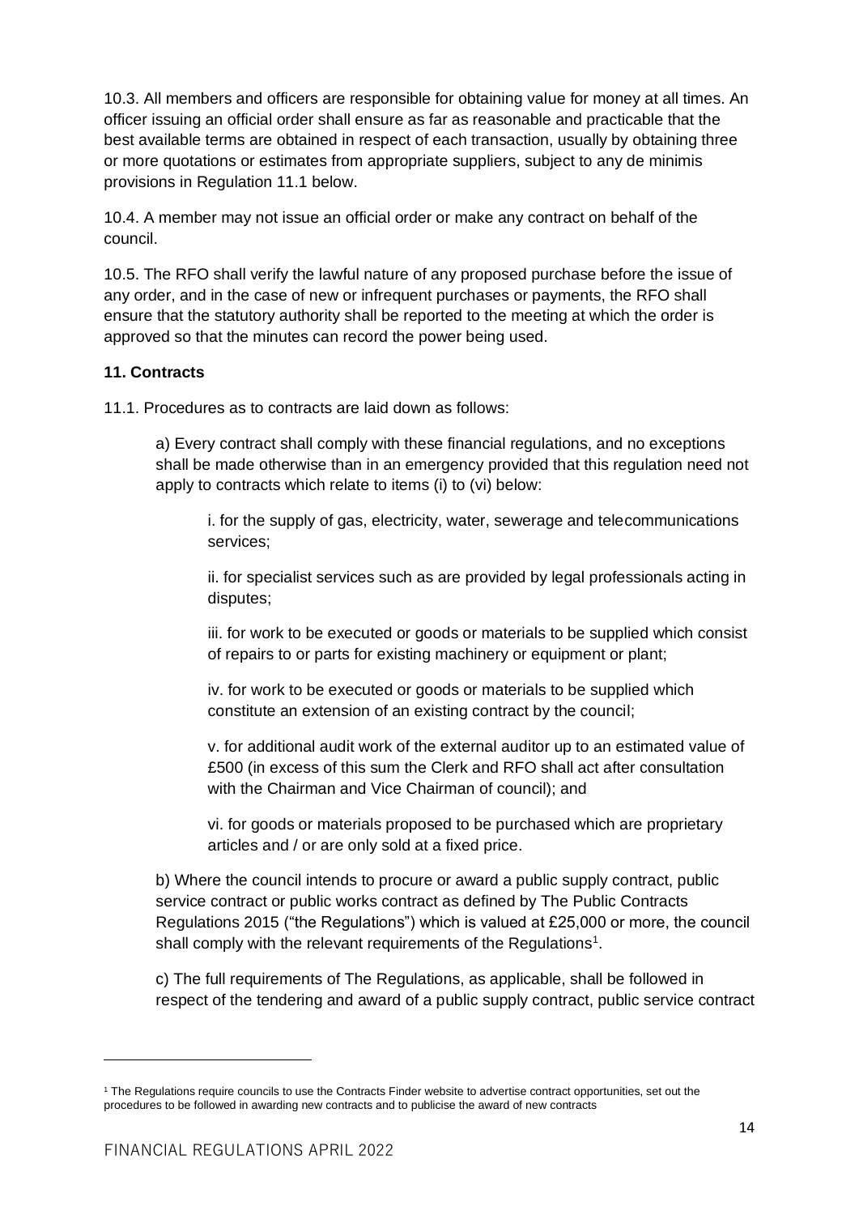10.3. All members and officers are responsible for obtaining value for money at all times. An officer issuing an official order shall ensure as far as reasonable and practicable that the best available terms are obtained in respect of each transaction, usually by obtaining three or more quotations or estimates from appropriate suppliers, subject to any de minimis provisions in Regulation 11.1 below.

10.4. A member may not issue an official order or make any contract on behalf of the council.

10.5. The RFO shall verify the lawful nature of any proposed purchase before the issue of any order, and in the case of new or infrequent purchases or payments, the RFO shall ensure that the statutory authority shall be reported to the meeting at which the order is approved so that the minutes can record the power being used.

**11. Contracts**

11.1. Procedures as to contracts are laid down as follows:

a) Every contract shall comply with these financial regulations, and no exceptions shall be made otherwise than in an emergency provided that this regulation need not apply to contracts which relate to items (i) to (vi) below:

i. for the supply of gas, electricity, water, sewerage and telecommunications services;

ii. for specialist services such as are provided by legal professionals acting in disputes;

iii. for work to be executed or goods or materials to be supplied which consist of repairs to or parts for existing machinery or equipment or plant;

iv. for work to be executed or goods or materials to be supplied which constitute an extension of an existing contract by the council;

v. for additional audit work of the external auditor up to an estimated value of £500 (in excess of this sum the Clerk and RFO shall act after consultation with the Chairman and Vice Chairman of council); and

vi. for goods or materials proposed to be purchased which are proprietary articles and / or are only sold at a fixed price.

b) Where the council intends to procure or award a public supply contract, public service contract or public works contract as defined by The Public Contracts Regulations 2015 ("the Regulations") which is valued at £25,000 or more, the council shall comply with the relevant requirements of the Regulations[1].

c) The full requirements of The Regulations, as applicable, shall be followed in respect of the tendering and award of a public supply contract, public service contract

[1] The Regulations require councils to use the Contracts Finder website to advertise contract opportunities, set out the procedures to be followed in awarding new contracts and to publicise the award of new contracts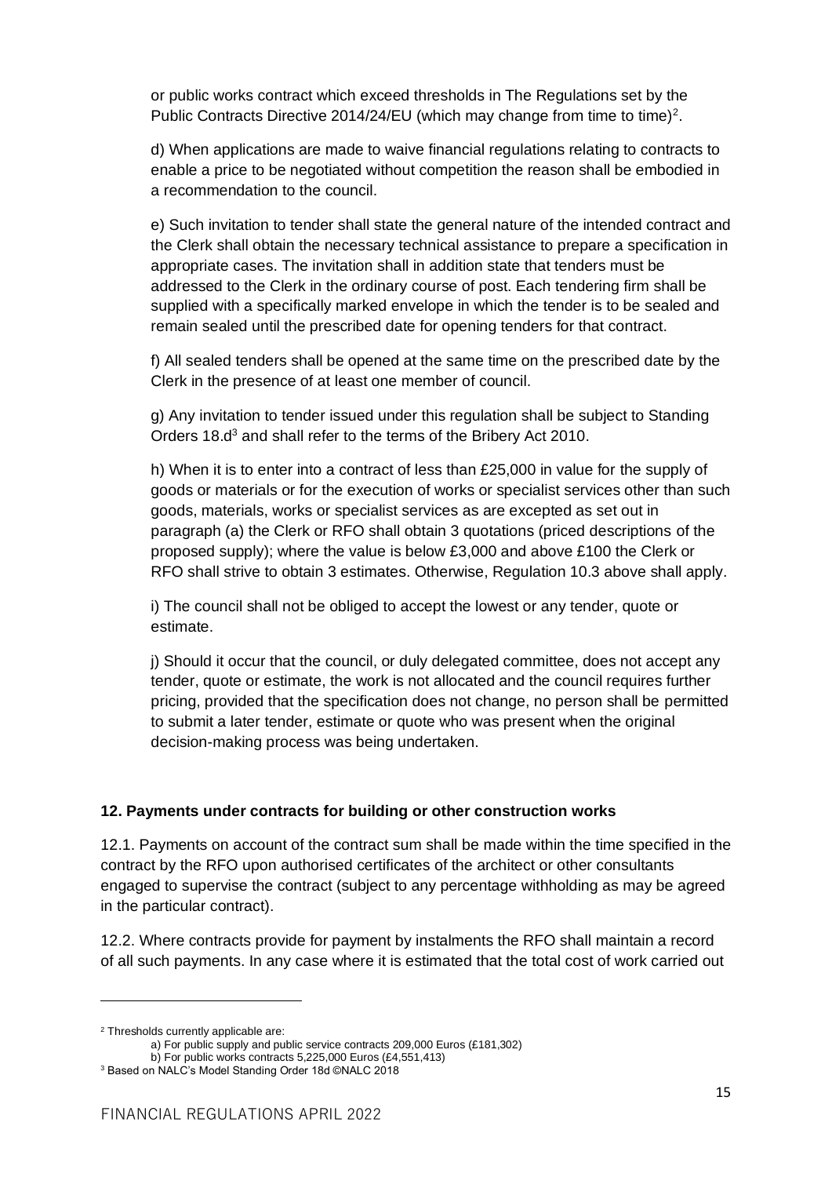or public works contract which exceed thresholds in The Regulations set by the Public Contracts Directive 2014/24/EU (which may change from time to time)[2].

d) When applications are made to waive financial regulations relating to contracts to enable a price to be negotiated without competition the reason shall be embodied in a recommendation to the council.

e) Such invitation to tender shall state the general nature of the intended contract and the Clerk shall obtain the necessary technical assistance to prepare a specification in appropriate cases. The invitation shall in addition state that tenders must be addressed to the Clerk in the ordinary course of post. Each tendering firm shall be supplied with a specifically marked envelope in which the tender is to be sealed and remain sealed until the prescribed date for opening tenders for that contract.

f) All sealed tenders shall be opened at the same time on the prescribed date by the Clerk in the presence of at least one member of council.

g) Any invitation to tender issued under this regulation shall be subject to Standing Orders 18.d[3] and shall refer to the terms of the Bribery Act 2010.

h) When it is to enter into a contract of less than £25,000 in value for the supply of goods or materials or for the execution of works or specialist services other than such goods, materials, works or specialist services as are excepted as set out in paragraph (a) the Clerk or RFO shall obtain 3 quotations (priced descriptions of the proposed supply); where the value is below £3,000 and above £100 the Clerk or RFO shall strive to obtain 3 estimates. Otherwise, Regulation 10.3 above shall apply.

i) The council shall not be obliged to accept the lowest or any tender, quote or estimate.

j) Should it occur that the council, or duly delegated committee, does not accept any tender, quote or estimate, the work is not allocated and the council requires further pricing, provided that the specification does not change, no person shall be permitted to submit a later tender, estimate or quote who was present when the original decision-making process was being undertaken.

**12. Payments under contracts for building or other construction works**

12.1. Payments on account of the contract sum shall be made within the time specified in the contract by the RFO upon authorised certificates of the architect or other consultants engaged to supervise the contract (subject to any percentage withholding as may be agreed in the particular contract).

12.2. Where contracts provide for payment by instalments the RFO shall maintain a record of all such payments. In any case where it is estimated that the total cost of work carried out

---

[2] Thresholds currently applicable are:

a) For public supply and public service contracts 209,000 Euros (£181,302)

b) For public works contracts 5,225,000 Euros (£4,551,413)

[3] Based on NALC's Model Standing Order 18d ©NALC 2018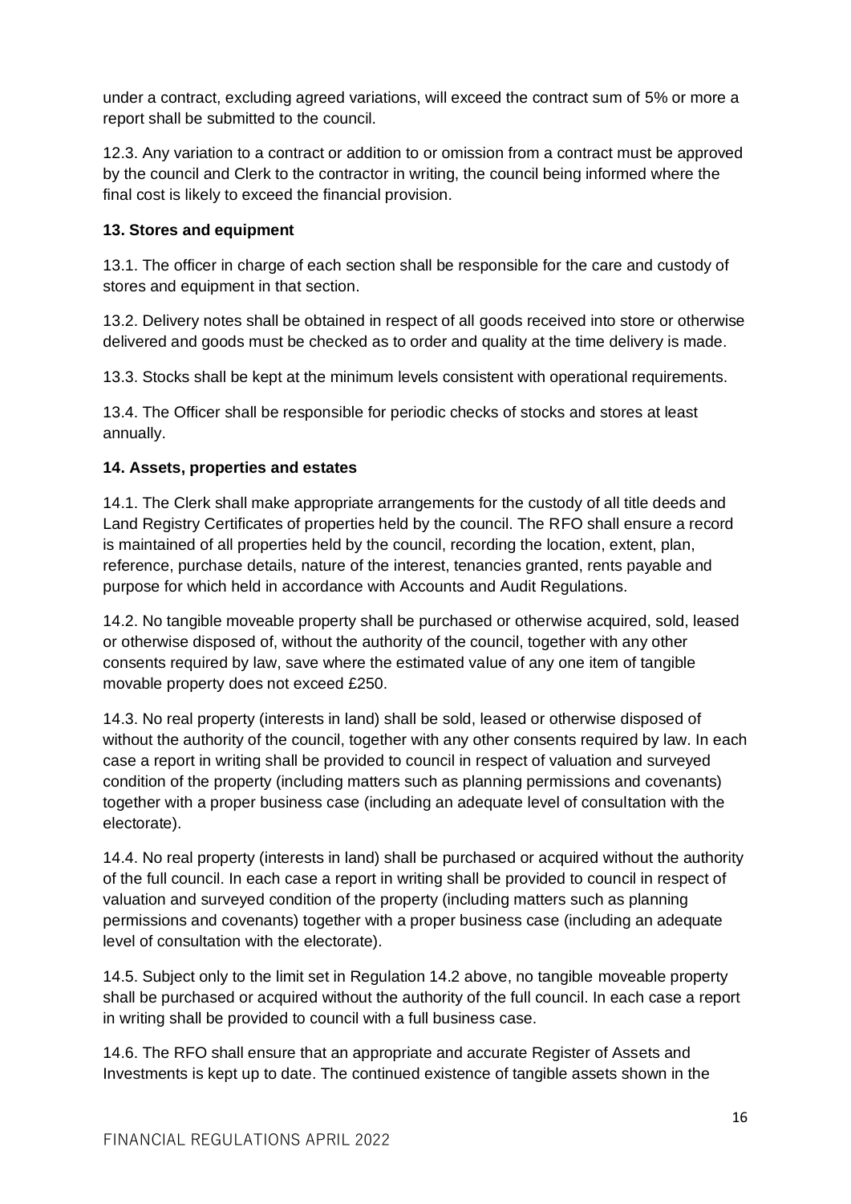under a contract, excluding agreed variations, will exceed the contract sum of 5% or more a report shall be submitted to the council.

12.3. Any variation to a contract or addition to or omission from a contract must be approved by the council and Clerk to the contractor in writing, the council being informed where the final cost is likely to exceed the financial provision.

**13. Stores and equipment**

13.1. The officer in charge of each section shall be responsible for the care and custody of stores and equipment in that section.

13.2. Delivery notes shall be obtained in respect of all goods received into store or otherwise delivered and goods must be checked as to order and quality at the time delivery is made.

13.3. Stocks shall be kept at the minimum levels consistent with operational requirements.

13.4. The Officer shall be responsible for periodic checks of stocks and stores at least annually.

**14. Assets, properties and estates**

14.1. The Clerk shall make appropriate arrangements for the custody of all title deeds and Land Registry Certificates of properties held by the council. The RFO shall ensure a record is maintained of all properties held by the council, recording the location, extent, plan, reference, purchase details, nature of the interest, tenancies granted, rents payable and purpose for which held in accordance with Accounts and Audit Regulations.

14.2. No tangible moveable property shall be purchased or otherwise acquired, sold, leased or otherwise disposed of, without the authority of the council, together with any other consents required by law, save where the estimated value of any one item of tangible movable property does not exceed £250.

14.3. No real property (interests in land) shall be sold, leased or otherwise disposed of without the authority of the council, together with any other consents required by law. In each case a report in writing shall be provided to council in respect of valuation and surveyed condition of the property (including matters such as planning permissions and covenants) together with a proper business case (including an adequate level of consultation with the electorate).

14.4. No real property (interests in land) shall be purchased or acquired without the authority of the full council. In each case a report in writing shall be provided to council in respect of valuation and surveyed condition of the property (including matters such as planning permissions and covenants) together with a proper business case (including an adequate level of consultation with the electorate).

14.5. Subject only to the limit set in Regulation 14.2 above, no tangible moveable property shall be purchased or acquired without the authority of the full council. In each case a report in writing shall be provided to council with a full business case.

14.6. The RFO shall ensure that an appropriate and accurate Register of Assets and Investments is kept up to date. The continued existence of tangible assets shown in the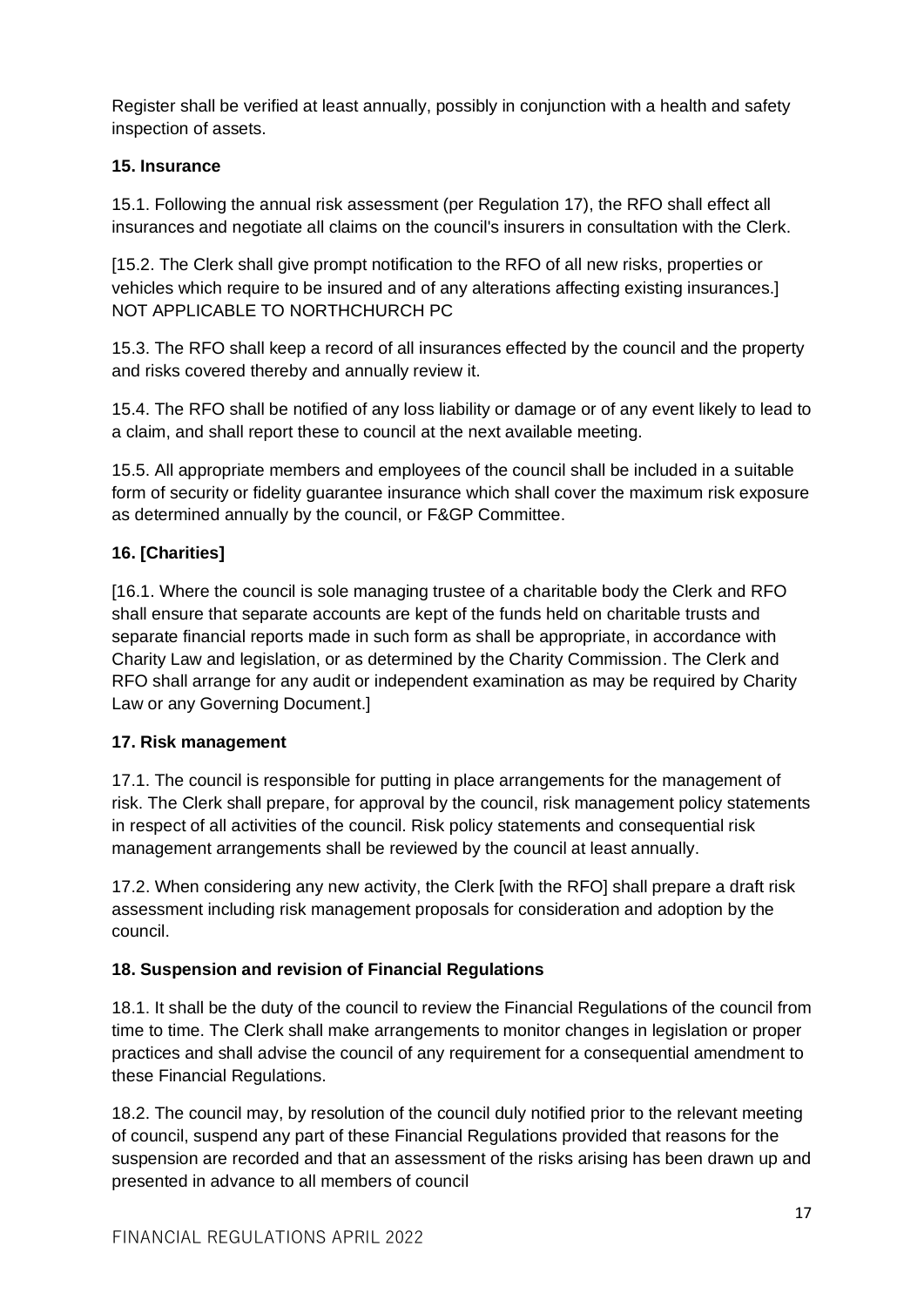Register shall be verified at least annually, possibly in conjunction with a health and safety inspection of assets.

**15. Insurance**

15.1. Following the annual risk assessment (per Regulation 17), the RFO shall effect all insurances and negotiate all claims on the council's insurers in consultation with the Clerk.

[15.2. The Clerk shall give prompt notification to the RFO of all new risks, properties or vehicles which require to be insured and of any alterations affecting existing insurances.] NOT APPLICABLE TO NORTHCHURCH PC

15.3. The RFO shall keep a record of all insurances effected by the council and the property and risks covered thereby and annually review it.

15.4. The RFO shall be notified of any loss liability or damage or of any event likely to lead to a claim, and shall report these to council at the next available meeting.

15.5. All appropriate members and employees of the council shall be included in a suitable form of security or fidelity guarantee insurance which shall cover the maximum risk exposure as determined annually by the council, or F&GP Committee.

**16. [Charities]**

[16.1. Where the council is sole managing trustee of a charitable body the Clerk and RFO shall ensure that separate accounts are kept of the funds held on charitable trusts and separate financial reports made in such form as shall be appropriate, in accordance with Charity Law and legislation, or as determined by the Charity Commission. The Clerk and RFO shall arrange for any audit or independent examination as may be required by Charity Law or any Governing Document.]

**17. Risk management**

17.1. The council is responsible for putting in place arrangements for the management of risk. The Clerk shall prepare, for approval by the council, risk management policy statements in respect of all activities of the council. Risk policy statements and consequential risk management arrangements shall be reviewed by the council at least annually.

17.2. When considering any new activity, the Clerk [with the RFO] shall prepare a draft risk assessment including risk management proposals for consideration and adoption by the council.

**18. Suspension and revision of Financial Regulations**

18.1. It shall be the duty of the council to review the Financial Regulations of the council from time to time. The Clerk shall make arrangements to monitor changes in legislation or proper practices and shall advise the council of any requirement for a consequential amendment to these Financial Regulations.

18.2. The council may, by resolution of the council duly notified prior to the relevant meeting of council, suspend any part of these Financial Regulations provided that reasons for the suspension are recorded and that an assessment of the risks arising has been drawn up and presented in advance to all members of council